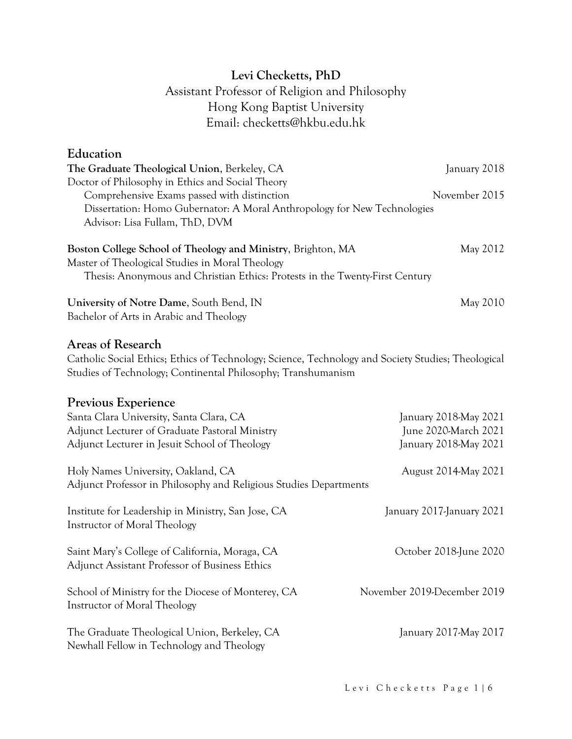**Levi Checketts, PhD**

Assistant Professor of Religion and Philosophy

Hong Kong Baptist University

Email: checketts@hkbu.edu.hk

## Education

**The Graduate Theological Union**, Berkeley, CA — January 2018

Doctor of Philosophy in Ethics and Social Theory

- Comprehensive Exams passed with distinction — November 2015
- Dissertation: Homo Gubernator: A Moral Anthropology for New Technologies
- Advisor: Lisa Fullam, ThD, DVM

**Boston College School of Theology and Ministry**, Brighton, MA — May 2012

Master of Theological Studies in Moral Theology

- Thesis: Anonymous and Christian Ethics: Protests in the Twenty-First Century

**University of Notre Dame**, South Bend, IN — May 2010

Bachelor of Arts in Arabic and Theology

## Areas of Research

Catholic Social Ethics; Ethics of Technology; Science, Technology and Society Studies; Theological Studies of Technology; Continental Philosophy; Transhumanism

## Previous Experience

Santa Clara University, Santa Clara, CA — January 2018-May 2021

Adjunct Lecturer of Graduate Pastoral Ministry — June 2020-March 2021

Adjunct Lecturer in Jesuit School of Theology — January 2018-May 2021

Holy Names University, Oakland, CA — August 2014-May 2021

Adjunct Professor in Philosophy and Religious Studies Departments

Institute for Leadership in Ministry, San Jose, CA — January 2017-January 2021

Instructor of Moral Theology

Saint Mary's College of California, Moraga, CA — October 2018-June 2020

Adjunct Assistant Professor of Business Ethics

School of Ministry for the Diocese of Monterey, CA — November 2019-December 2019

Instructor of Moral Theology

The Graduate Theological Union, Berkeley, CA — January 2017-May 2017

Newhall Fellow in Technology and Theology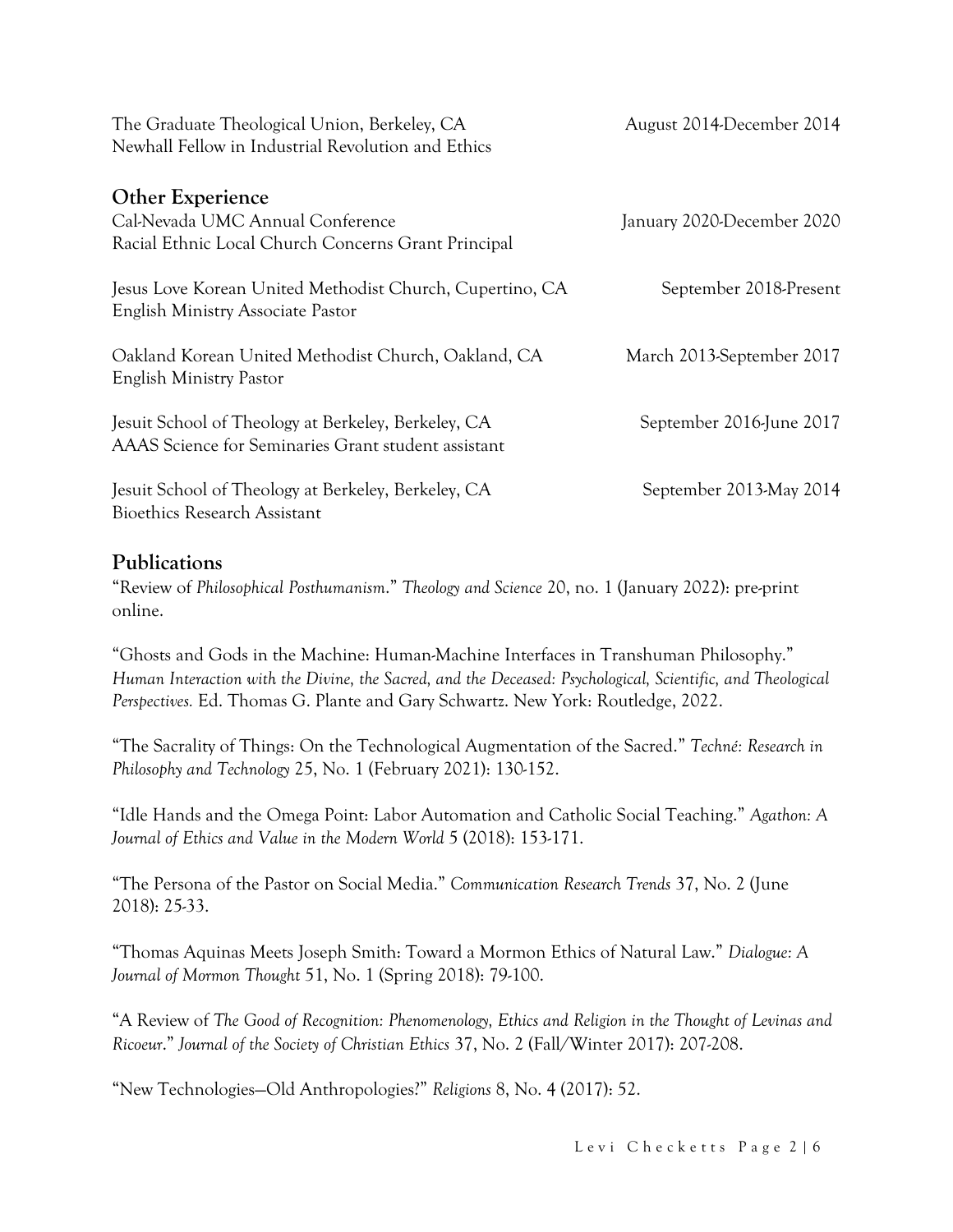The Graduate Theological Union, Berkeley, CA — August 2014-December 2014
Newhall Fellow in Industrial Revolution and Ethics

## Other Experience

Cal-Nevada UMC Annual Conference — January 2020-December 2020
Racial Ethnic Local Church Concerns Grant Principal

Jesus Love Korean United Methodist Church, Cupertino, CA — September 2018-Present
English Ministry Associate Pastor

Oakland Korean United Methodist Church, Oakland, CA — March 2013-September 2017
English Ministry Pastor

Jesuit School of Theology at Berkeley, Berkeley, CA — September 2016-June 2017
AAAS Science for Seminaries Grant student assistant

Jesuit School of Theology at Berkeley, Berkeley, CA — September 2013-May 2014
Bioethics Research Assistant

## Publications

"Review of *Philosophical Posthumanism*." *Theology and Science* 20, no. 1 (January 2022): pre-print online.

"Ghosts and Gods in the Machine: Human-Machine Interfaces in Transhuman Philosophy." *Human Interaction with the Divine, the Sacred, and the Deceased: Psychological, Scientific, and Theological Perspectives.* Ed. Thomas G. Plante and Gary Schwartz. New York: Routledge, 2022.

"The Sacrality of Things: On the Technological Augmentation of the Sacred." *Techné: Research in Philosophy and Technology* 25, No. 1 (February 2021): 130-152.

"Idle Hands and the Omega Point: Labor Automation and Catholic Social Teaching." *Agathon: A Journal of Ethics and Value in the Modern World* 5 (2018): 153-171.

"The Persona of the Pastor on Social Media." *Communication Research Trends* 37, No. 2 (June 2018): 25-33.

"Thomas Aquinas Meets Joseph Smith: Toward a Mormon Ethics of Natural Law." *Dialogue: A Journal of Mormon Thought* 51, No. 1 (Spring 2018): 79-100.

"A Review of *The Good of Recognition: Phenomenology, Ethics and Religion in the Thought of Levinas and Ricoeur*." *Journal of the Society of Christian Ethics* 37, No. 2 (Fall/Winter 2017): 207-208.

"New Technologies—Old Anthropologies?" *Religions* 8, No. 4 (2017): 52.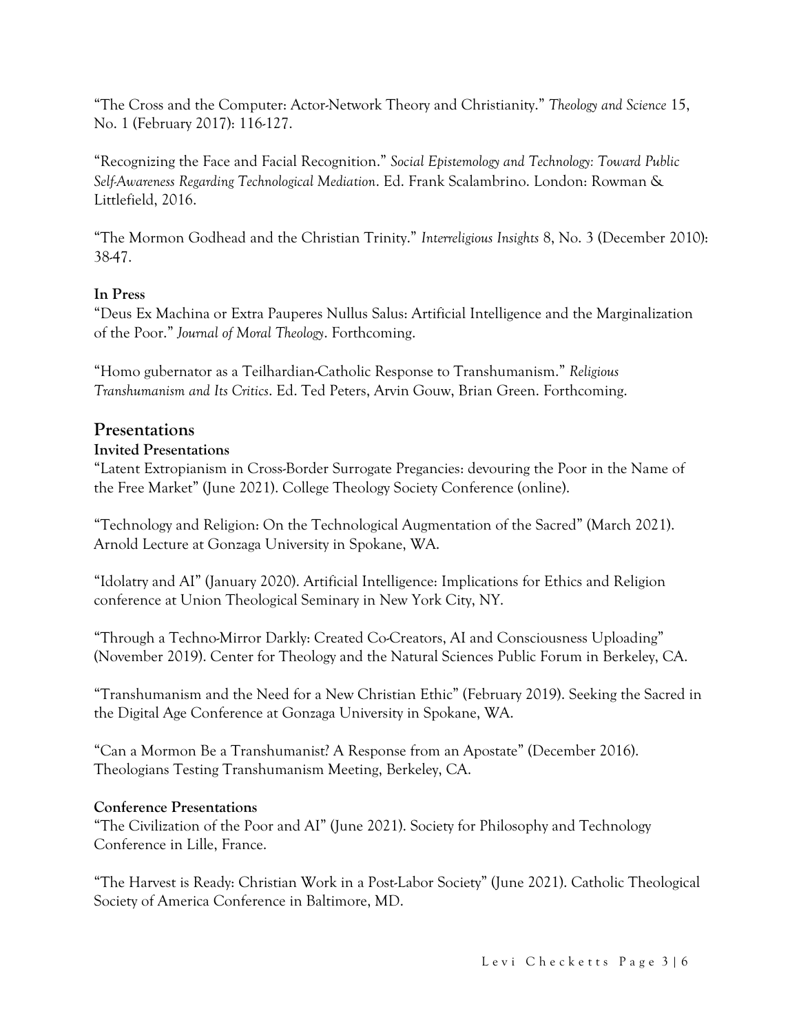"The Cross and the Computer: Actor-Network Theory and Christianity." *Theology and Science* 15, No. 1 (February 2017): 116-127.

"Recognizing the Face and Facial Recognition." *Social Epistemology and Technology: Toward Public Self-Awareness Regarding Technological Mediation*. Ed. Frank Scalambrino. London: Rowman & Littlefield, 2016.

"The Mormon Godhead and the Christian Trinity." *Interreligious Insights* 8, No. 3 (December 2010): 38-47.

**In Press**

"Deus Ex Machina or Extra Pauperes Nullus Salus: Artificial Intelligence and the Marginalization of the Poor." *Journal of Moral Theology*. Forthcoming.

"Homo gubernator as a Teilhardian-Catholic Response to Transhumanism." *Religious Transhumanism and Its Critics*. Ed. Ted Peters, Arvin Gouw, Brian Green. Forthcoming.

## Presentations

**Invited Presentations**

"Latent Extropianism in Cross-Border Surrogate Pregancies: devouring the Poor in the Name of the Free Market" (June 2021). College Theology Society Conference (online).

"Technology and Religion: On the Technological Augmentation of the Sacred" (March 2021). Arnold Lecture at Gonzaga University in Spokane, WA.

"Idolatry and AI" (January 2020). Artificial Intelligence: Implications for Ethics and Religion conference at Union Theological Seminary in New York City, NY.

"Through a Techno-Mirror Darkly: Created Co-Creators, AI and Consciousness Uploading" (November 2019). Center for Theology and the Natural Sciences Public Forum in Berkeley, CA.

"Transhumanism and the Need for a New Christian Ethic" (February 2019). Seeking the Sacred in the Digital Age Conference at Gonzaga University in Spokane, WA.

"Can a Mormon Be a Transhumanist? A Response from an Apostate" (December 2016). Theologians Testing Transhumanism Meeting, Berkeley, CA.

**Conference Presentations**

"The Civilization of the Poor and AI" (June 2021). Society for Philosophy and Technology Conference in Lille, France.

"The Harvest is Ready: Christian Work in a Post-Labor Society" (June 2021). Catholic Theological Society of America Conference in Baltimore, MD.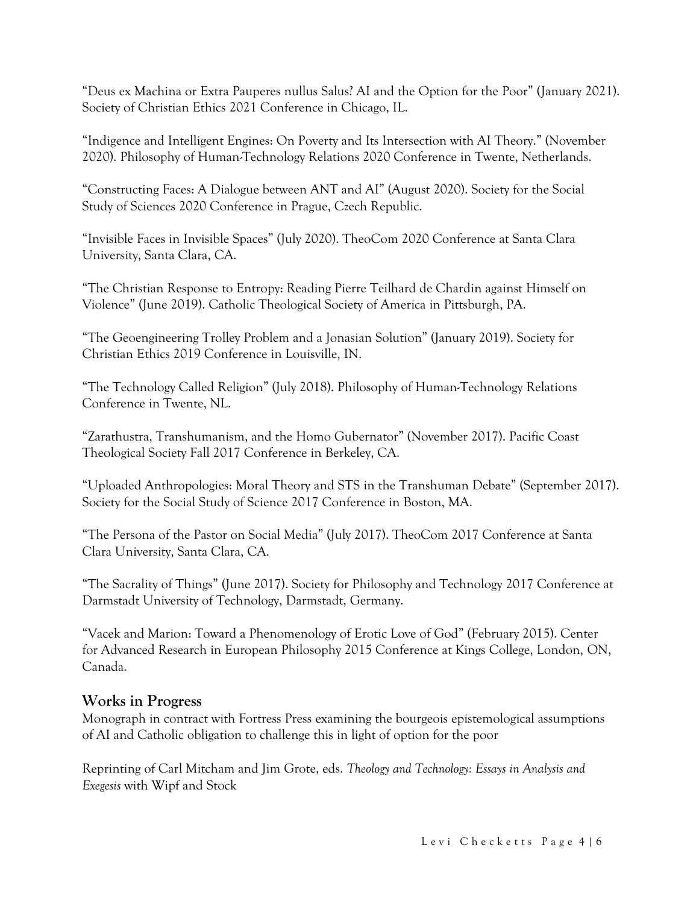"Deus ex Machina or Extra Pauperes nullus Salus? AI and the Option for the Poor" (January 2021). Society of Christian Ethics 2021 Conference in Chicago, IL.

"Indigence and Intelligent Engines: On Poverty and Its Intersection with AI Theory." (November 2020). Philosophy of Human-Technology Relations 2020 Conference in Twente, Netherlands.

"Constructing Faces: A Dialogue between ANT and AI" (August 2020). Society for the Social Study of Sciences 2020 Conference in Prague, Czech Republic.

"Invisible Faces in Invisible Spaces" (July 2020). TheoCom 2020 Conference at Santa Clara University, Santa Clara, CA.

"The Christian Response to Entropy: Reading Pierre Teilhard de Chardin against Himself on Violence" (June 2019). Catholic Theological Society of America in Pittsburgh, PA.

"The Geoengineering Trolley Problem and a Jonasian Solution" (January 2019). Society for Christian Ethics 2019 Conference in Louisville, IN.

"The Technology Called Religion" (July 2018). Philosophy of Human-Technology Relations Conference in Twente, NL.

"Zarathustra, Transhumanism, and the Homo Gubernator" (November 2017). Pacific Coast Theological Society Fall 2017 Conference in Berkeley, CA.

"Uploaded Anthropologies: Moral Theory and STS in the Transhuman Debate" (September 2017). Society for the Social Study of Science 2017 Conference in Boston, MA.

"The Persona of the Pastor on Social Media" (July 2017). TheoCom 2017 Conference at Santa Clara University, Santa Clara, CA.

"The Sacrality of Things" (June 2017). Society for Philosophy and Technology 2017 Conference at Darmstadt University of Technology, Darmstadt, Germany.

"Vacek and Marion: Toward a Phenomenology of Erotic Love of God" (February 2015). Center for Advanced Research in European Philosophy 2015 Conference at Kings College, London, ON, Canada.

## Works in Progress

Monograph in contract with Fortress Press examining the bourgeois epistemological assumptions of AI and Catholic obligation to challenge this in light of option for the poor

Reprinting of Carl Mitcham and Jim Grote, eds. *Theology and Technology: Essays in Analysis and Exegesis* with Wipf and Stock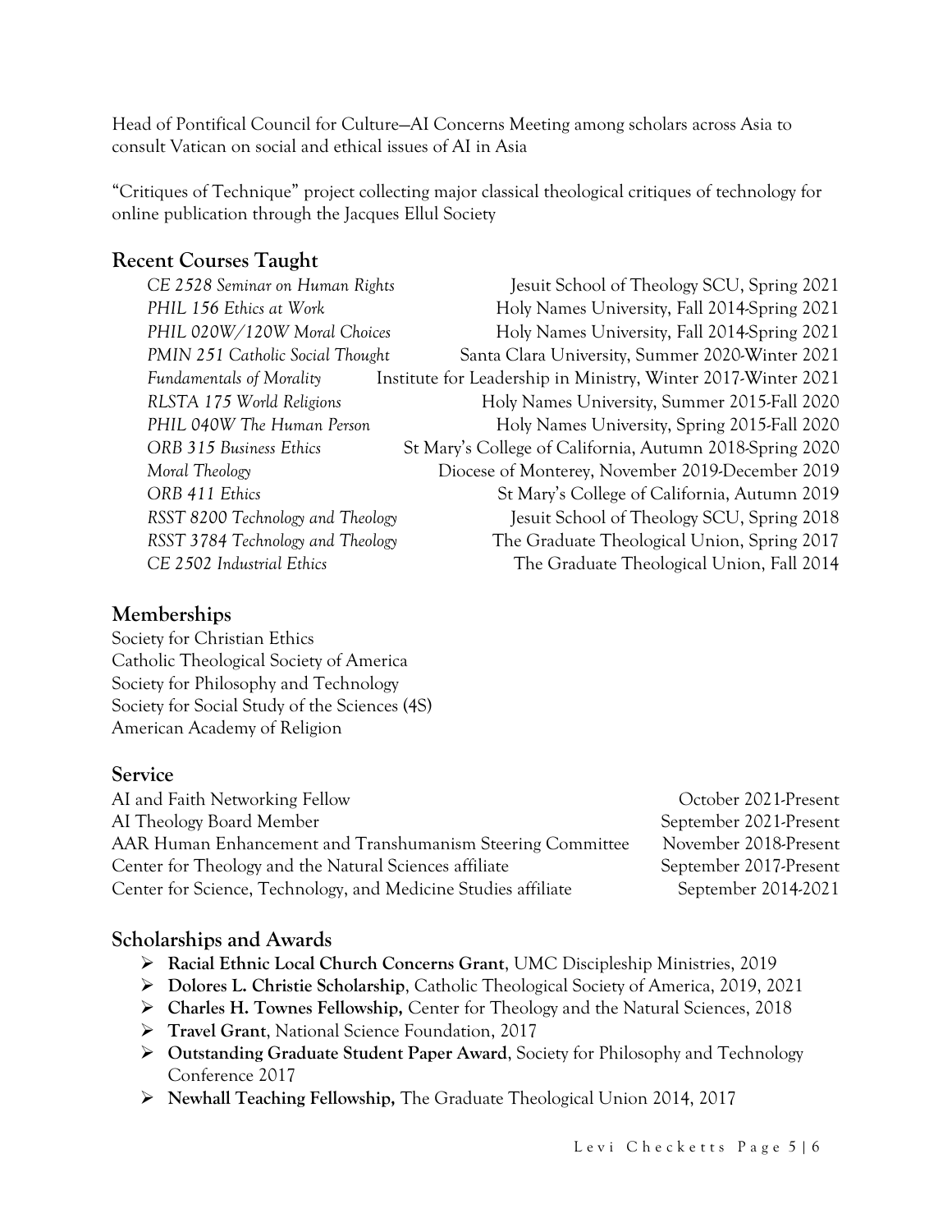Head of Pontifical Council for Culture—AI Concerns Meeting among scholars across Asia to consult Vatican on social and ethical issues of AI in Asia

"Critiques of Technique" project collecting major classical theological critiques of technology for online publication through the Jacques Ellul Society

## Recent Courses Taught

| Course | Institution and Term |
|---|---|
| *CE 2528 Seminar on Human Rights* | Jesuit School of Theology SCU, Spring 2021 |
| *PHIL 156 Ethics at Work* | Holy Names University, Fall 2014-Spring 2021 |
| *PHIL 020W/120W Moral Choices* | Holy Names University, Fall 2014-Spring 2021 |
| *PMIN 251 Catholic Social Thought* | Santa Clara University, Summer 2020-Winter 2021 |
| *Fundamentals of Morality* | Institute for Leadership in Ministry, Winter 2017-Winter 2021 |
| *RLSTA 175 World Religions* | Holy Names University, Summer 2015-Fall 2020 |
| *PHIL 040W The Human Person* | Holy Names University, Spring 2015-Fall 2020 |
| *ORB 315 Business Ethics* | St Mary's College of California, Autumn 2018-Spring 2020 |
| *Moral Theology* | Diocese of Monterey, November 2019-December 2019 |
| *ORB 411 Ethics* | St Mary's College of California, Autumn 2019 |
| *RSST 8200 Technology and Theology* | Jesuit School of Theology SCU, Spring 2018 |
| *RSST 3784 Technology and Theology* | The Graduate Theological Union, Spring 2017 |
| *CE 2502 Industrial Ethics* | The Graduate Theological Union, Fall 2014 |

## Memberships

Society for Christian Ethics
Catholic Theological Society of America
Society for Philosophy and Technology
Society for Social Study of the Sciences (4S)
American Academy of Religion

## Service

| Role | Dates |
|---|---|
| AI and Faith Networking Fellow | October 2021-Present |
| AI Theology Board Member | September 2021-Present |
| AAR Human Enhancement and Transhumanism Steering Committee | November 2018-Present |
| Center for Theology and the Natural Sciences affiliate | September 2017-Present |
| Center for Science, Technology, and Medicine Studies affiliate | September 2014-2021 |

## Scholarships and Awards

- **Racial Ethnic Local Church Concerns Grant**, UMC Discipleship Ministries, 2019
- **Dolores L. Christie Scholarship**, Catholic Theological Society of America, 2019, 2021
- **Charles H. Townes Fellowship,** Center for Theology and the Natural Sciences, 2018
- **Travel Grant**, National Science Foundation, 2017
- **Outstanding Graduate Student Paper Award**, Society for Philosophy and Technology Conference 2017
- **Newhall Teaching Fellowship,** The Graduate Theological Union 2014, 2017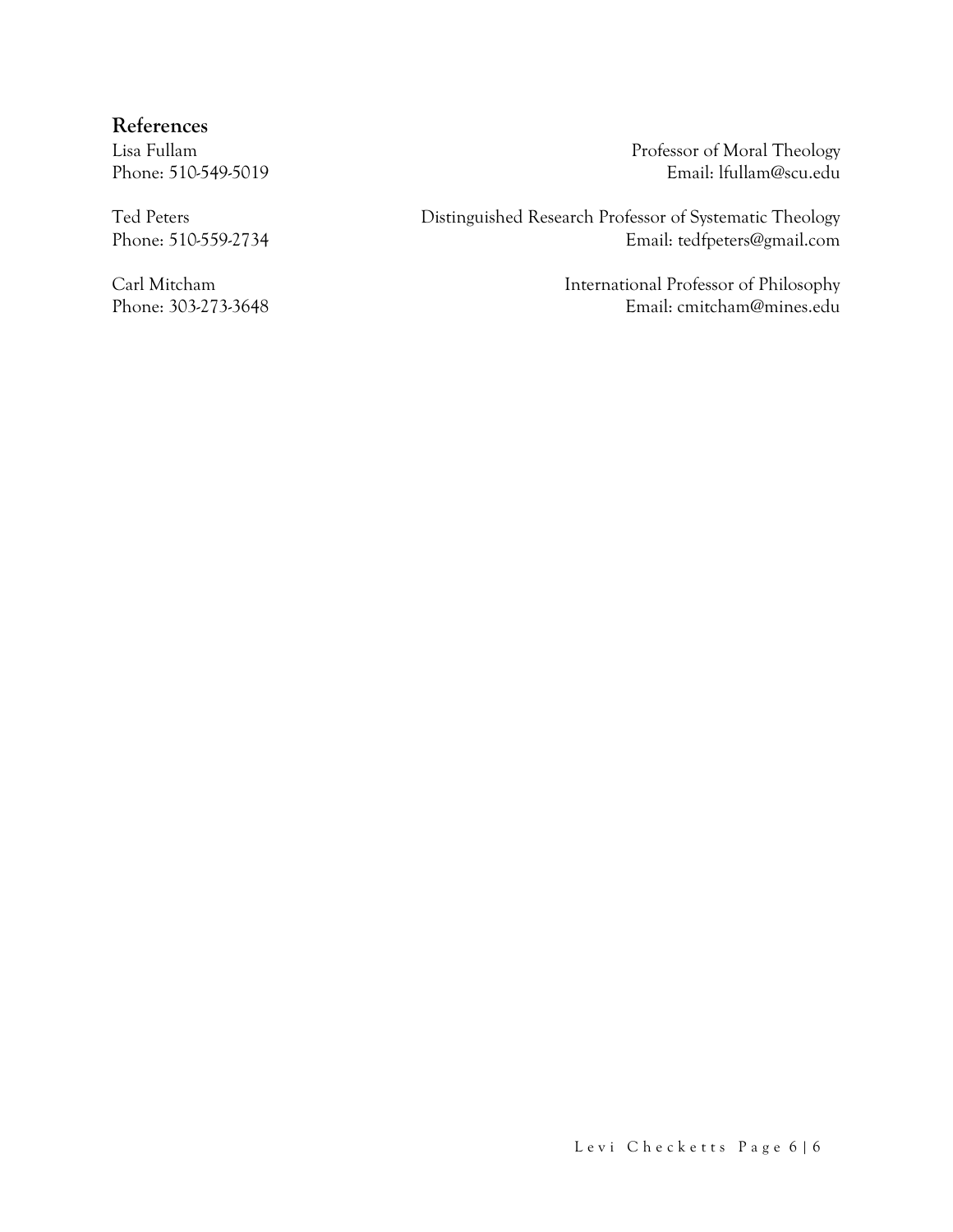## References

Lisa Fullam
Phone: 510-549-5019
Professor of Moral Theology
Email: lfullam@scu.edu

Ted Peters
Phone: 510-559-2734
Distinguished Research Professor of Systematic Theology
Email: tedfpeters@gmail.com

Carl Mitcham
Phone: 303-273-3648
International Professor of Philosophy
Email: cmitcham@mines.edu